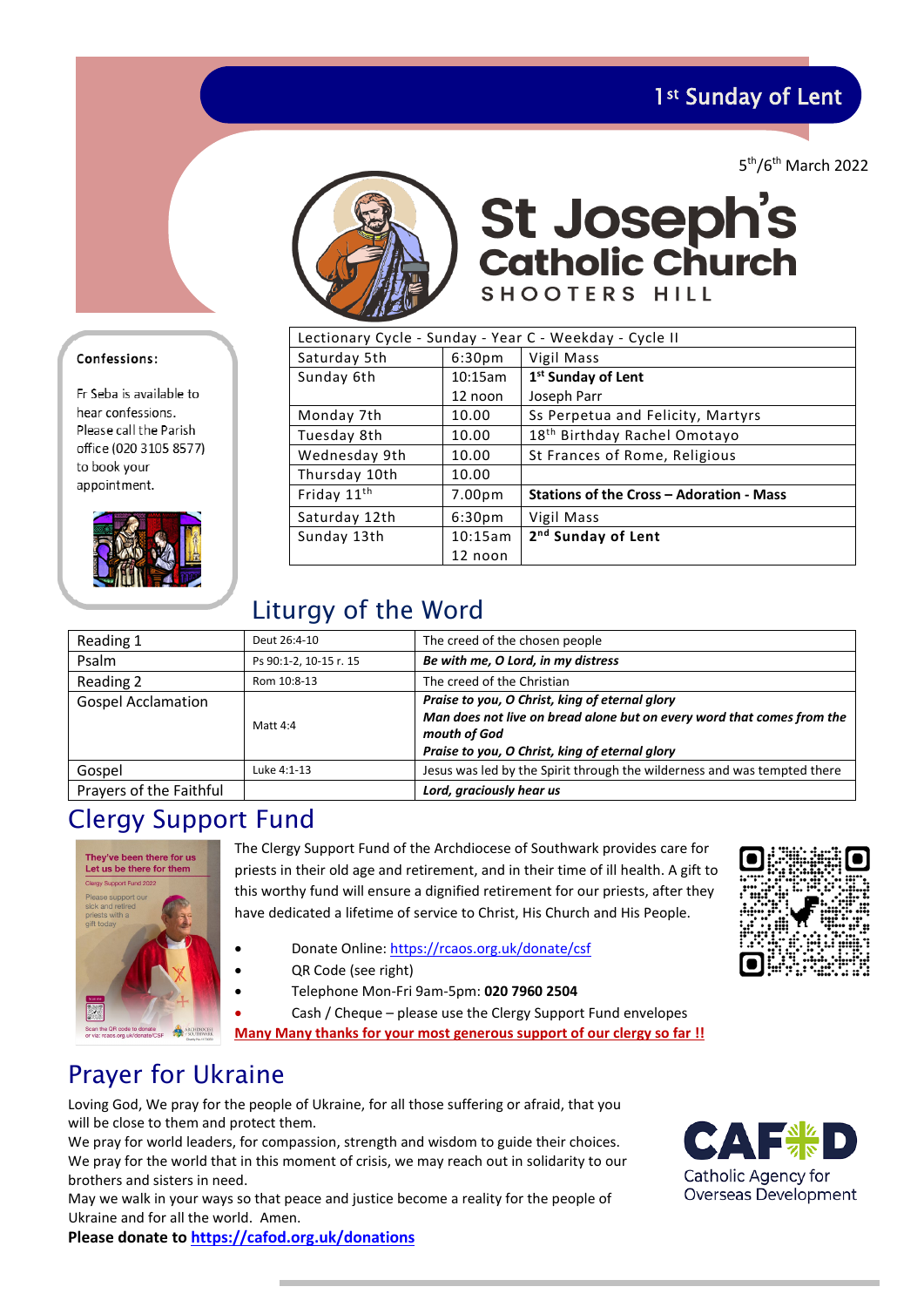# 1st Sunday of Lent

5th/6th March 2022

# St Joseph's Catholic Church

SHOOTERS HILL

**Confessions:**

Fr Seba is available to hear confessions. Please call the Parish office (020 3105 8577) to book your appointment.

| Lectionary Cycle - Sunday - Year C - Weekday - Cycle II | | |
|---|---|---|
| Saturday 5th | 6:30pm | Vigil Mass |
| Sunday 6th | 10:15am | **1st Sunday of Lent** |
| | 12 noon | Joseph Parr |
| Monday 7th | 10.00 | Ss Perpetua and Felicity, Martyrs |
| Tuesday 8th | 10.00 | 18th Birthday Rachel Omotayo |
| Wednesday 9th | 10.00 | St Frances of Rome, Religious |
| Thursday 10th | 10.00 | |
| Friday 11th | 7.00pm | **Stations of the Cross – Adoration - Mass** |
| Saturday 12th | 6:30pm | Vigil Mass |
| Sunday 13th | 10:15am | **2nd Sunday of Lent** |
| | 12 noon | |

## Liturgy of the Word

| | | |
|---|---|---|
| Reading 1 | Deut 26:4-10 | The creed of the chosen people |
| Psalm | Ps 90:1-2, 10-15 r. 15 | ***Be with me, O Lord, in my distress*** |
| Reading 2 | Rom 10:8-13 | The creed of the Christian |
| Gospel Acclamation | Matt 4:4 | ***Praise to you, O Christ, king of eternal glory*** ***Man does not live on bread alone but on every word that comes from the mouth of God*** ***Praise to you, O Christ, king of eternal glory*** |
| Gospel | Luke 4:1-13 | Jesus was led by the Spirit through the wilderness and was tempted there |
| Prayers of the Faithful | | ***Lord, graciously hear us*** |

## Clergy Support Fund

The Clergy Support Fund of the Archdiocese of Southwark provides care for priests in their old age and retirement, and in their time of ill health. A gift to this worthy fund will ensure a dignified retirement for our priests, after they have dedicated a lifetime of service to Christ, His Church and His People.

- Donate Online: https://rcaos.org.uk/donate/csf
- QR Code (see right)
- Telephone Mon-Fri 9am-5pm: **020 7960 2504**
- Cash / Cheque – please use the Clergy Support Fund envelopes

**Many Many thanks for your most generous support of our clergy so far !!**

## Prayer for Ukraine

Loving God, We pray for the people of Ukraine, for all those suffering or afraid, that you will be close to them and protect them.
We pray for world leaders, for compassion, strength and wisdom to guide their choices.
We pray for the world that in this moment of crisis, we may reach out in solidarity to our brothers and sisters in need.
May we walk in your ways so that peace and justice become a reality for the people of Ukraine and for all the world. Amen.

**Please donate to https://cafod.org.uk/donations**

CAFOD
Catholic Agency for Overseas Development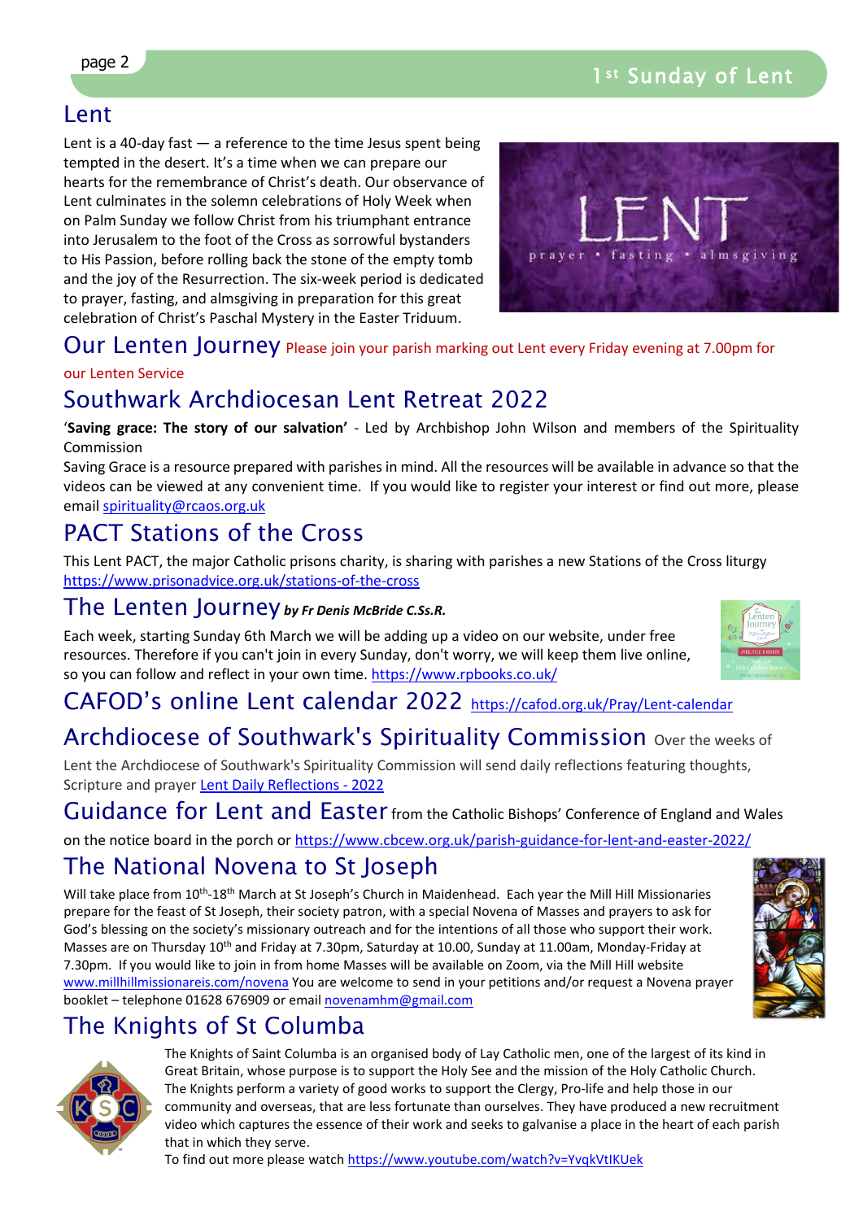## Lent

Lent is a 40-day fast — a reference to the time Jesus spent being tempted in the desert. It's a time when we can prepare our hearts for the remembrance of Christ's death. Our observance of Lent culminates in the solemn celebrations of Holy Week when on Palm Sunday we follow Christ from his triumphant entrance into Jerusalem to the foot of the Cross as sorrowful bystanders to His Passion, before rolling back the stone of the empty tomb and the joy of the Resurrection. The six-week period is dedicated to prayer, fasting, and almsgiving in preparation for this great celebration of Christ's Paschal Mystery in the Easter Triduum.

## Our Lenten Journey

Please join your parish marking out Lent every Friday evening at 7.00pm for our Lenten Service

## Southwark Archdiocesan Lent Retreat 2022

'**Saving grace: The story of our salvation'** - Led by Archbishop John Wilson and members of the Spirituality Commission

Saving Grace is a resource prepared with parishes in mind. All the resources will be available in advance so that the videos can be viewed at any convenient time. If you would like to register your interest or find out more, please email spirituality@rcaos.org.uk

## PACT Stations of the Cross

This Lent PACT, the major Catholic prisons charity, is sharing with parishes a new Stations of the Cross liturgy https://www.prisonadvice.org.uk/stations-of-the-cross

## The Lenten Journey *by Fr Denis McBride C.Ss.R.*

Each week, starting Sunday 6th March we will be adding up a video on our website, under free resources. Therefore if you can't join in every Sunday, don't worry, we will keep them live online, so you can follow and reflect in your own time. https://www.rpbooks.co.uk/

## CAFOD's online Lent calendar 2022

https://cafod.org.uk/Pray/Lent-calendar

## Archdiocese of Southwark's Spirituality Commission

Over the weeks of Lent the Archdiocese of Southwark's Spirituality Commission will send daily reflections featuring thoughts, Scripture and prayer Lent Daily Reflections - 2022

## Guidance for Lent and Easter

from the Catholic Bishops' Conference of England and Wales on the notice board in the porch or https://www.cbcew.org.uk/parish-guidance-for-lent-and-easter-2022/

## The National Novena to St Joseph

Will take place from 10th-18th March at St Joseph's Church in Maidenhead. Each year the Mill Hill Missionaries prepare for the feast of St Joseph, their society patron, with a special Novena of Masses and prayers to ask for God's blessing on the society's missionary outreach and for the intentions of all those who support their work. Masses are on Thursday 10th and Friday at 7.30pm, Saturday at 10.00, Sunday at 11.00am, Monday-Friday at 7.30pm. If you would like to join in from home Masses will be available on Zoom, via the Mill Hill website www.millhillmissionareis.com/novena You are welcome to send in your petitions and/or request a Novena prayer booklet – telephone 01628 676909 or email novenamhm@gmail.com

## The Knights of St Columba

The Knights of Saint Columba is an organised body of Lay Catholic men, one of the largest of its kind in Great Britain, whose purpose is to support the Holy See and the mission of the Holy Catholic Church. The Knights perform a variety of good works to support the Clergy, Pro-life and help those in our community and overseas, that are less fortunate than ourselves. They have produced a new recruitment video which captures the essence of their work and seeks to galvanise a place in the heart of each parish that in which they serve.

To find out more please watch https://www.youtube.com/watch?v=YvqkVtIKUek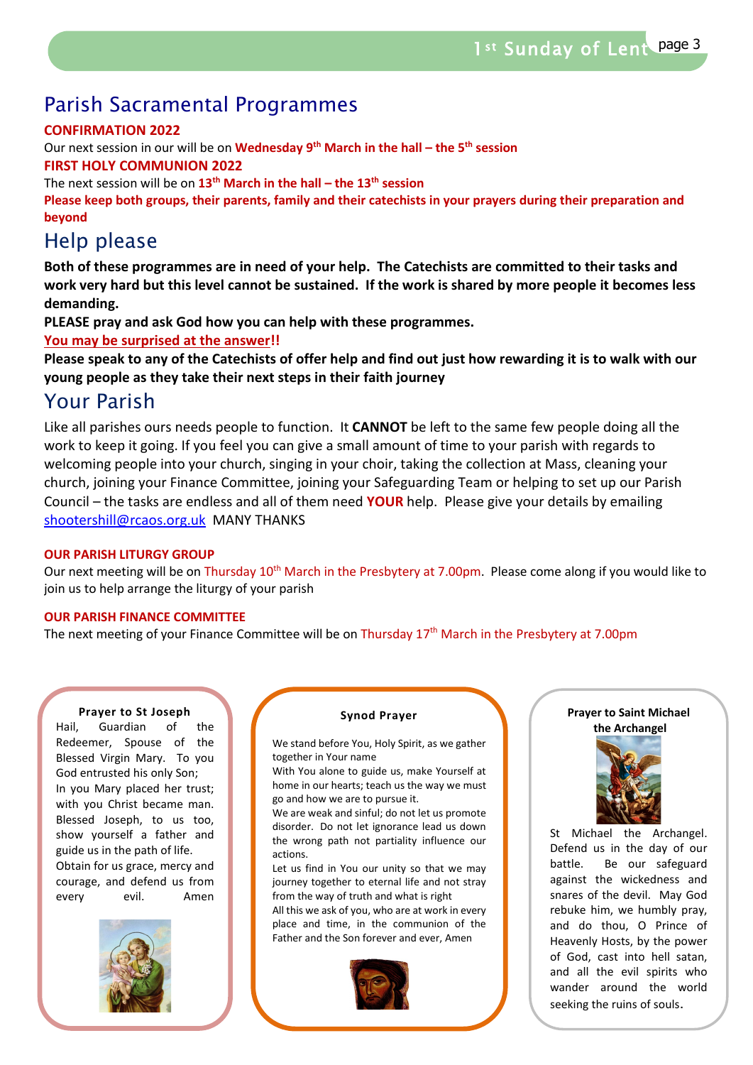## Parish Sacramental Programmes

**CONFIRMATION 2022**

Our next session in our will be on **Wednesday 9th March in the hall – the 5th session**

**FIRST HOLY COMMUNION 2022**

The next session will be on **13th March in the hall – the 13th session**

**Please keep both groups, their parents, family and their catechists in your prayers during their preparation and beyond**

## Help please

**Both of these programmes are in need of your help. The Catechists are committed to their tasks and work very hard but this level cannot be sustained. If the work is shared by more people it becomes less demanding.**

**PLEASE pray and ask God how you can help with these programmes.**

**You may be surprised at the answer!!**

**Please speak to any of the Catechists of offer help and find out just how rewarding it is to walk with our young people as they take their next steps in their faith journey**

## Your Parish

Like all parishes ours needs people to function. It **CANNOT** be left to the same few people doing all the work to keep it going. If you feel you can give a small amount of time to your parish with regards to welcoming people into your church, singing in your choir, taking the collection at Mass, cleaning your church, joining your Finance Committee, joining your Safeguarding Team or helping to set up our Parish Council – the tasks are endless and all of them need **YOUR** help. Please give your details by emailing shootershill@rcaos.org.uk MANY THANKS

**OUR PARISH LITURGY GROUP**

Our next meeting will be on Thursday 10th March in the Presbytery at 7.00pm. Please come along if you would like to join us to help arrange the liturgy of your parish

**OUR PARISH FINANCE COMMITTEE**

The next meeting of your Finance Committee will be on Thursday 17th March in the Presbytery at 7.00pm

**Prayer to St Joseph**

Hail, Guardian of the Redeemer, Spouse of the Blessed Virgin Mary. To you God entrusted his only Son; In you Mary placed her trust; with you Christ became man. Blessed Joseph, to us too, show yourself a father and guide us in the path of life. Obtain for us grace, mercy and courage, and defend us from every evil. Amen

**Synod Prayer**

We stand before You, Holy Spirit, as we gather together in Your name

With You alone to guide us, make Yourself at home in our hearts; teach us the way we must go and how we are to pursue it.

We are weak and sinful; do not let us promote disorder. Do not let ignorance lead us down the wrong path not partiality influence our actions.

Let us find in You our unity so that we may journey together to eternal life and not stray from the way of truth and what is right

All this we ask of you, who are at work in every place and time, in the communion of the Father and the Son forever and ever, Amen

**Prayer to Saint Michael the Archangel**

St Michael the Archangel. Defend us in the day of our battle. Be our safeguard against the wickedness and snares of the devil. May God rebuke him, we humbly pray, and do thou, O Prince of Heavenly Hosts, by the power of God, cast into hell satan, and all the evil spirits who wander around the world seeking the ruins of souls.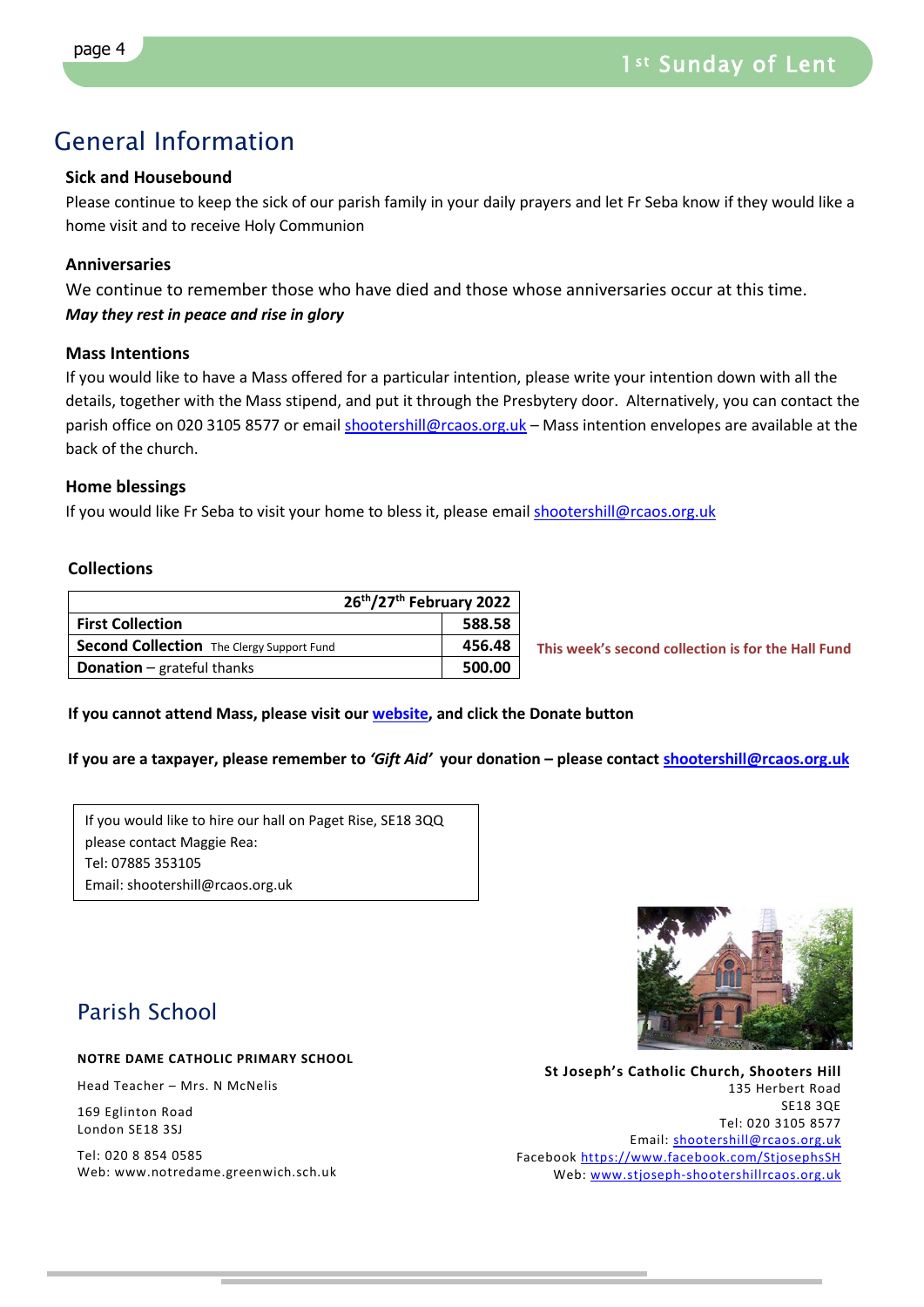# General Information

### Sick and Housebound

Please continue to keep the sick of our parish family in your daily prayers and let Fr Seba know if they would like a home visit and to receive Holy Communion

### Anniversaries

We continue to remember those who have died and those whose anniversaries occur at this time.

***May they rest in peace and rise in glory***

### Mass Intentions

If you would like to have a Mass offered for a particular intention, please write your intention down with all the details, together with the Mass stipend, and put it through the Presbytery door. Alternatively, you can contact the parish office on 020 3105 8577 or email shootershill@rcaos.org.uk – Mass intention envelopes are available at the back of the church.

### Home blessings

If you would like Fr Seba to visit your home to bless it, please email shootershill@rcaos.org.uk

### Collections

| | 26th/27th February 2022 |
|---|---|
| **First Collection** | **588.58** |
| **Second Collection** The Clergy Support Fund | **456.48** |
| **Donation** – grateful thanks | **500.00** |

**This week's second collection is for the Hall Fund**

**If you cannot attend Mass, please visit our website, and click the Donate button**

**If you are a taxpayer, please remember to *'Gift Aid'* your donation – please contact shootershill@rcaos.org.uk**

If you would like to hire our hall on Paget Rise, SE18 3QQ
please contact Maggie Rea:
Tel: 07885 353105
Email: shootershill@rcaos.org.uk

# Parish School

**NOTRE DAME CATHOLIC PRIMARY SCHOOL**

Head Teacher – Mrs. N McNelis

169 Eglinton Road
London SE18 3SJ

Tel: 020 8 854 0585
Web: www.notredame.greenwich.sch.uk

**St Joseph's Catholic Church, Shooters Hill**
135 Herbert Road
SE18 3QE
Tel: 020 3105 8577
Email: shootershill@rcaos.org.uk
Facebook https://www.facebook.com/StjosephsSH
Web: www.stjoseph-shootershillrcaos.org.uk